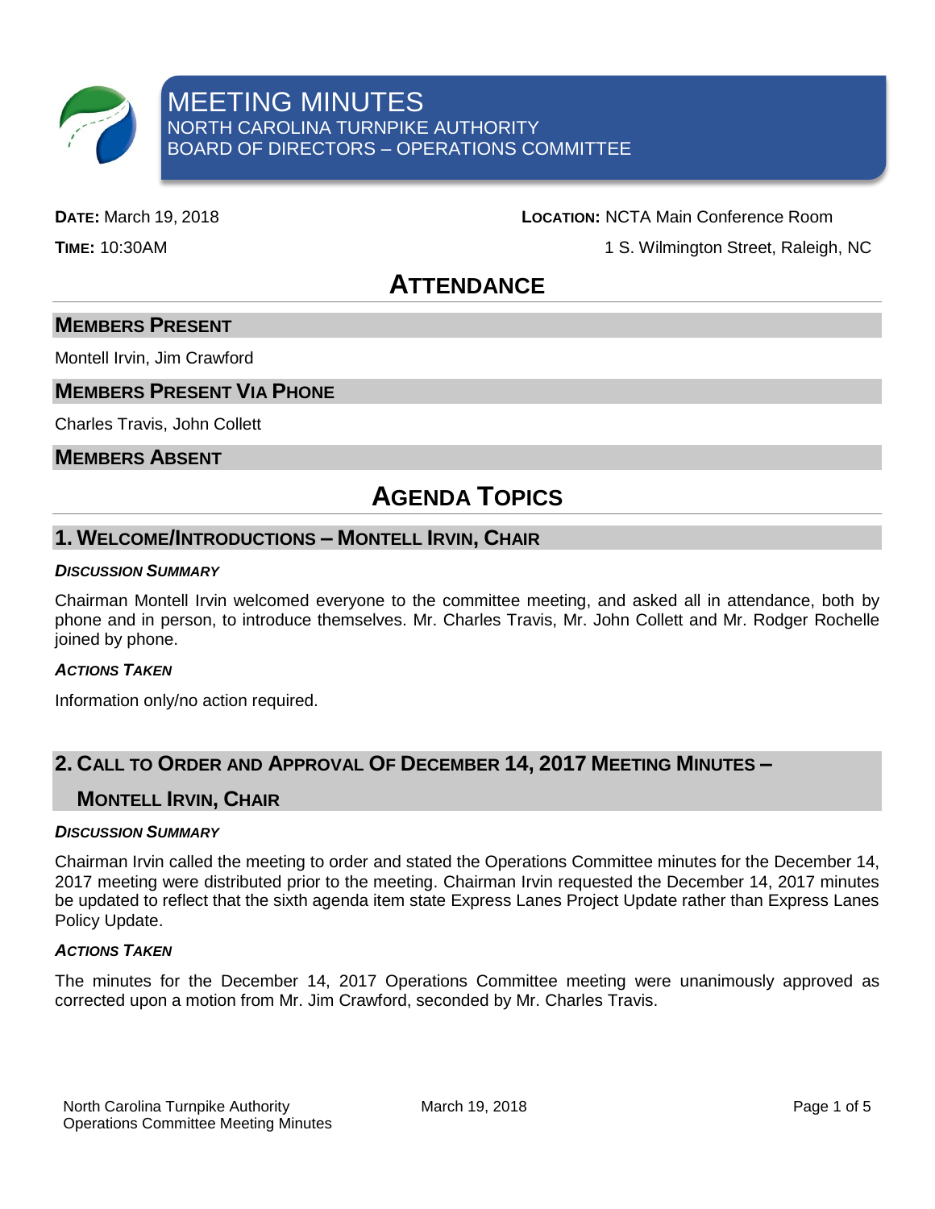# MEETING MINUTES

NORTH CAROLINA TURNPIKE AUTHORITY

BOARD OF DIRECTORS – OPERATIONS COMMITTEE

**DATE:** March 19, 2018

**TIME:** 10:30AM

**LOCATION:** NCTA Main Conference Room
1 S. Wilmington Street, Raleigh, NC

## ATTENDANCE

### MEMBERS PRESENT

Montell Irvin, Jim Crawford

### MEMBERS PRESENT VIA PHONE

Charles Travis, John Collett

### MEMBERS ABSENT

## AGENDA TOPICS

### 1. WELCOME/INTRODUCTIONS – MONTELL IRVIN, CHAIR

***DISCUSSION SUMMARY***

Chairman Montell Irvin welcomed everyone to the committee meeting, and asked all in attendance, both by phone and in person, to introduce themselves. Mr. Charles Travis, Mr. John Collett and Mr. Rodger Rochelle joined by phone.

***ACTIONS TAKEN***

Information only/no action required.

### 2. CALL TO ORDER AND APPROVAL OF DECEMBER 14, 2017 MEETING MINUTES – MONTELL IRVIN, CHAIR

***DISCUSSION SUMMARY***

Chairman Irvin called the meeting to order and stated the Operations Committee minutes for the December 14, 2017 meeting were distributed prior to the meeting. Chairman Irvin requested the December 14, 2017 minutes be updated to reflect that the sixth agenda item state Express Lanes Project Update rather than Express Lanes Policy Update.

***ACTIONS TAKEN***

The minutes for the December 14, 2017 Operations Committee meeting were unanimously approved as corrected upon a motion from Mr. Jim Crawford, seconded by Mr. Charles Travis.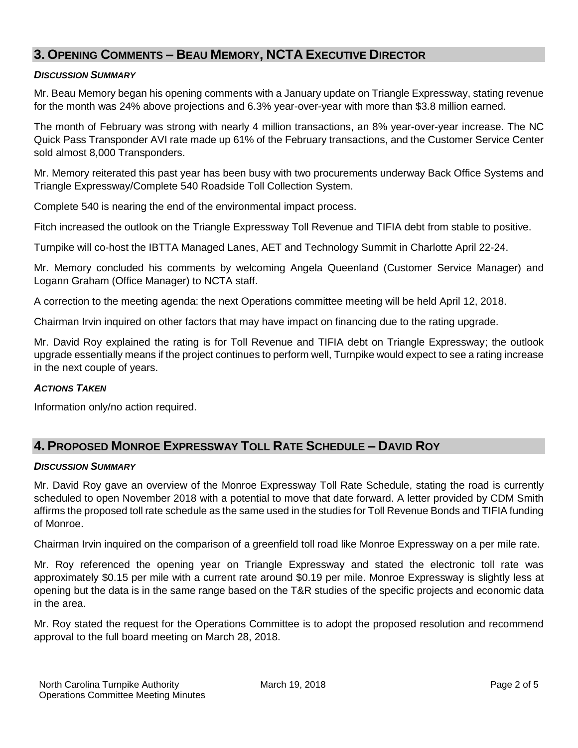## 3. Opening Comments – Beau Memory, NCTA Executive Director

***Discussion Summary***

Mr. Beau Memory began his opening comments with a January update on Triangle Expressway, stating revenue for the month was 24% above projections and 6.3% year-over-year with more than $3.8 million earned.

The month of February was strong with nearly 4 million transactions, an 8% year-over-year increase. The NC Quick Pass Transponder AVI rate made up 61% of the February transactions, and the Customer Service Center sold almost 8,000 Transponders.

Mr. Memory reiterated this past year has been busy with two procurements underway Back Office Systems and Triangle Expressway/Complete 540 Roadside Toll Collection System.

Complete 540 is nearing the end of the environmental impact process.

Fitch increased the outlook on the Triangle Expressway Toll Revenue and TIFIA debt from stable to positive.

Turnpike will co-host the IBTTA Managed Lanes, AET and Technology Summit in Charlotte April 22-24.

Mr. Memory concluded his comments by welcoming Angela Queenland (Customer Service Manager) and Logann Graham (Office Manager) to NCTA staff.

A correction to the meeting agenda: the next Operations committee meeting will be held April 12, 2018.

Chairman Irvin inquired on other factors that may have impact on financing due to the rating upgrade.

Mr. David Roy explained the rating is for Toll Revenue and TIFIA debt on Triangle Expressway; the outlook upgrade essentially means if the project continues to perform well, Turnpike would expect to see a rating increase in the next couple of years.

***Actions Taken***

Information only/no action required.

## 4. Proposed Monroe Expressway Toll Rate Schedule – David Roy

***Discussion Summary***

Mr. David Roy gave an overview of the Monroe Expressway Toll Rate Schedule, stating the road is currently scheduled to open November 2018 with a potential to move that date forward. A letter provided by CDM Smith affirms the proposed toll rate schedule as the same used in the studies for Toll Revenue Bonds and TIFIA funding of Monroe.

Chairman Irvin inquired on the comparison of a greenfield toll road like Monroe Expressway on a per mile rate.

Mr. Roy referenced the opening year on Triangle Expressway and stated the electronic toll rate was approximately $0.15 per mile with a current rate around $0.19 per mile. Monroe Expressway is slightly less at opening but the data is in the same range based on the T&R studies of the specific projects and economic data in the area.

Mr. Roy stated the request for the Operations Committee is to adopt the proposed resolution and recommend approval to the full board meeting on March 28, 2018.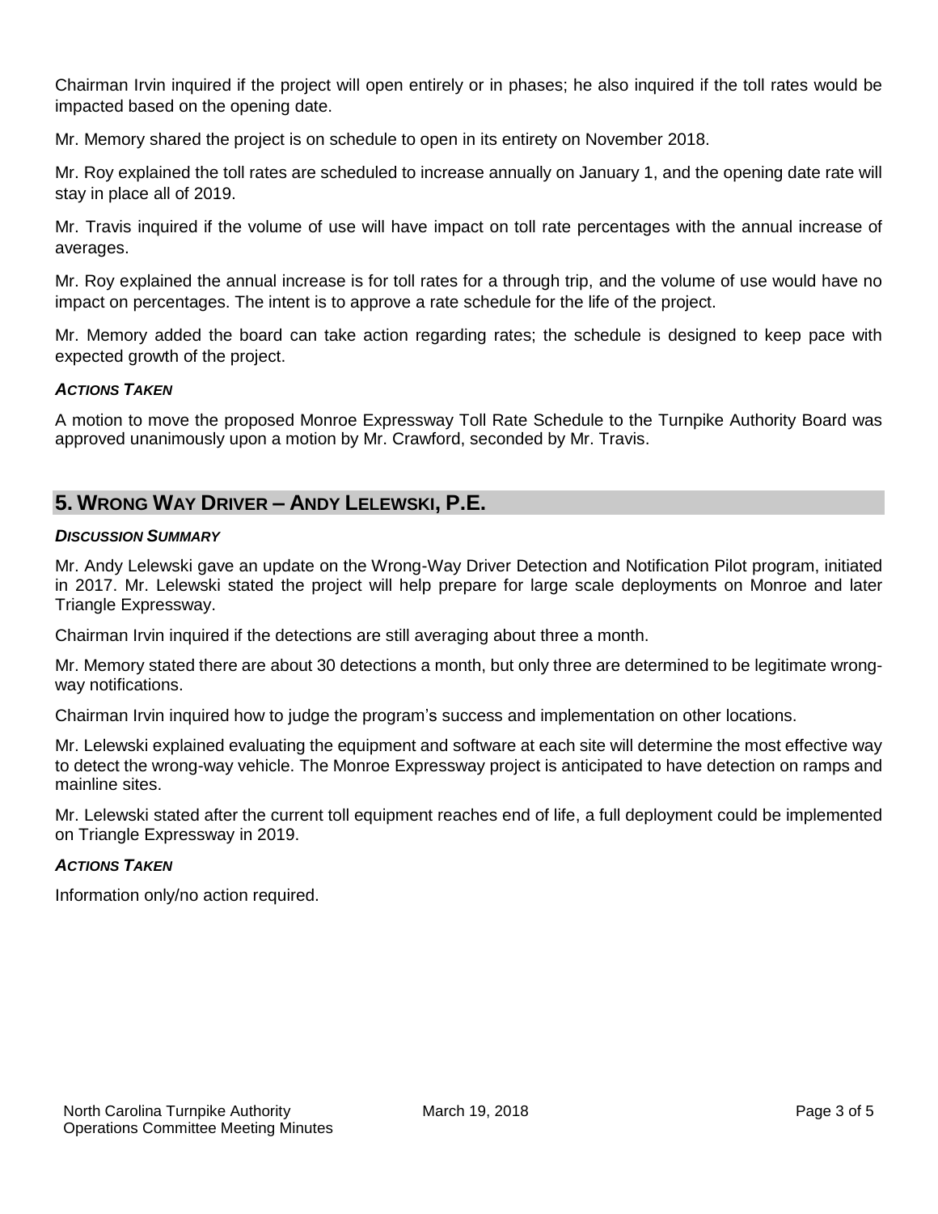Chairman Irvin inquired if the project will open entirely or in phases; he also inquired if the toll rates would be impacted based on the opening date.

Mr. Memory shared the project is on schedule to open in its entirety on November 2018.

Mr. Roy explained the toll rates are scheduled to increase annually on January 1, and the opening date rate will stay in place all of 2019.

Mr. Travis inquired if the volume of use will have impact on toll rate percentages with the annual increase of averages.

Mr. Roy explained the annual increase is for toll rates for a through trip, and the volume of use would have no impact on percentages. The intent is to approve a rate schedule for the life of the project.

Mr. Memory added the board can take action regarding rates; the schedule is designed to keep pace with expected growth of the project.

***ACTIONS TAKEN***

A motion to move the proposed Monroe Expressway Toll Rate Schedule to the Turnpike Authority Board was approved unanimously upon a motion by Mr. Crawford, seconded by Mr. Travis.

## 5. WRONG WAY DRIVER – ANDY LELEWSKI, P.E.

***DISCUSSION SUMMARY***

Mr. Andy Lelewski gave an update on the Wrong-Way Driver Detection and Notification Pilot program, initiated in 2017. Mr. Lelewski stated the project will help prepare for large scale deployments on Monroe and later Triangle Expressway.

Chairman Irvin inquired if the detections are still averaging about three a month.

Mr. Memory stated there are about 30 detections a month, but only three are determined to be legitimate wrong-way notifications.

Chairman Irvin inquired how to judge the program's success and implementation on other locations.

Mr. Lelewski explained evaluating the equipment and software at each site will determine the most effective way to detect the wrong-way vehicle. The Monroe Expressway project is anticipated to have detection on ramps and mainline sites.

Mr. Lelewski stated after the current toll equipment reaches end of life, a full deployment could be implemented on Triangle Expressway in 2019.

***ACTIONS TAKEN***

Information only/no action required.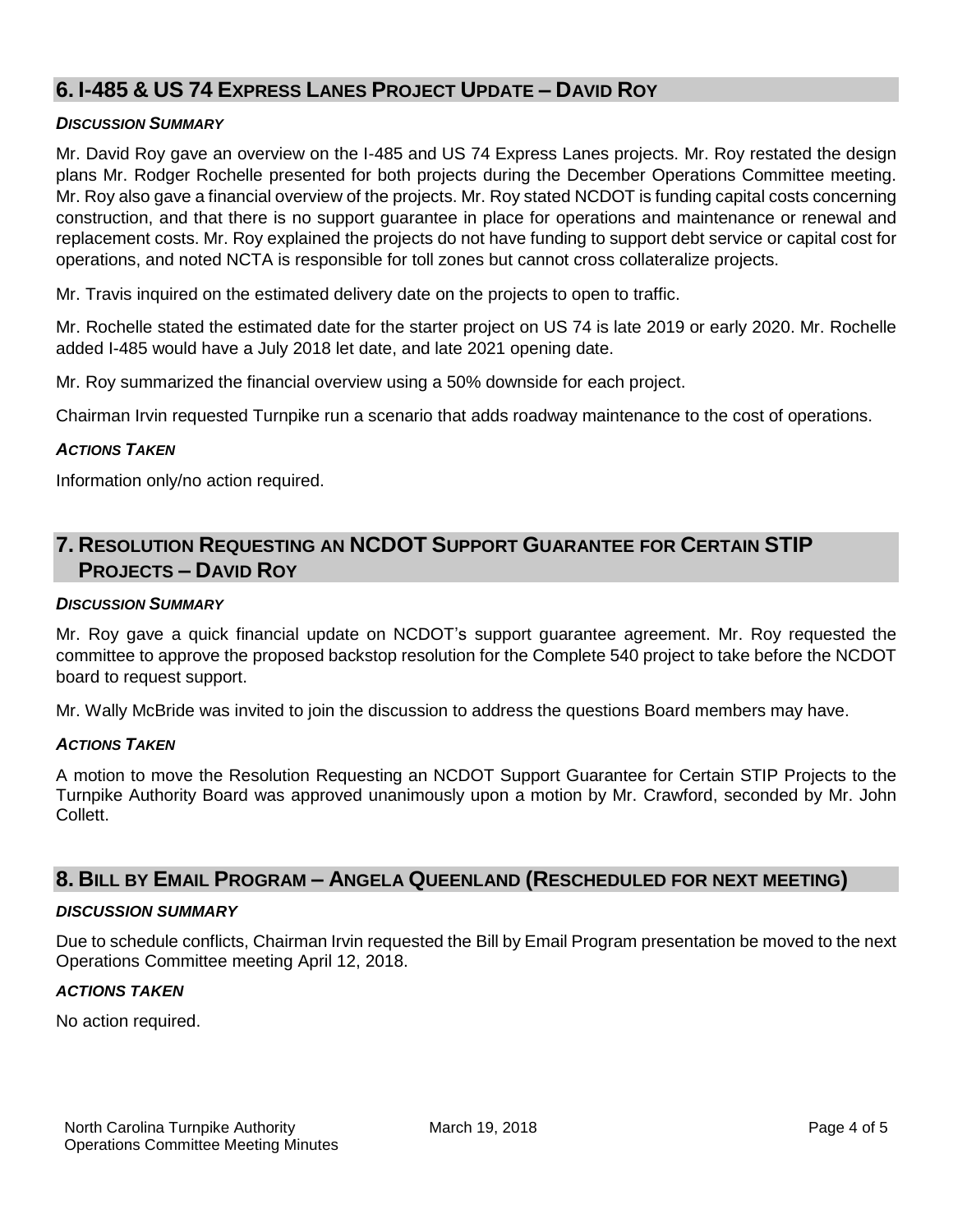## 6. I-485 & US 74 Express Lanes Project Update – David Roy

***Discussion Summary***

Mr. David Roy gave an overview on the I-485 and US 74 Express Lanes projects. Mr. Roy restated the design plans Mr. Rodger Rochelle presented for both projects during the December Operations Committee meeting. Mr. Roy also gave a financial overview of the projects. Mr. Roy stated NCDOT is funding capital costs concerning construction, and that there is no support guarantee in place for operations and maintenance or renewal and replacement costs. Mr. Roy explained the projects do not have funding to support debt service or capital cost for operations, and noted NCTA is responsible for toll zones but cannot cross collateralize projects.

Mr. Travis inquired on the estimated delivery date on the projects to open to traffic.

Mr. Rochelle stated the estimated date for the starter project on US 74 is late 2019 or early 2020. Mr. Rochelle added I-485 would have a July 2018 let date, and late 2021 opening date.

Mr. Roy summarized the financial overview using a 50% downside for each project.

Chairman Irvin requested Turnpike run a scenario that adds roadway maintenance to the cost of operations.

***Actions Taken***

Information only/no action required.

## 7. Resolution Requesting an NCDOT Support Guarantee for Certain STIP Projects – David Roy

***Discussion Summary***

Mr. Roy gave a quick financial update on NCDOT's support guarantee agreement. Mr. Roy requested the committee to approve the proposed backstop resolution for the Complete 540 project to take before the NCDOT board to request support.

Mr. Wally McBride was invited to join the discussion to address the questions Board members may have.

***Actions Taken***

A motion to move the Resolution Requesting an NCDOT Support Guarantee for Certain STIP Projects to the Turnpike Authority Board was approved unanimously upon a motion by Mr. Crawford, seconded by Mr. John Collett.

## 8. Bill by Email Program – Angela Queenland (Rescheduled for next meeting)

***DISCUSSION SUMMARY***

Due to schedule conflicts, Chairman Irvin requested the Bill by Email Program presentation be moved to the next Operations Committee meeting April 12, 2018.

***ACTIONS TAKEN***

No action required.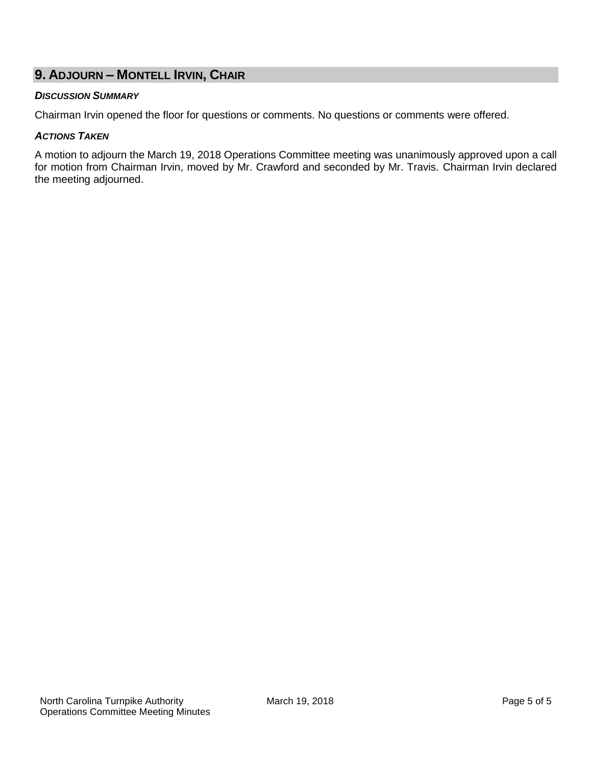## 9. Adjourn – Montell Irvin, Chair

***Discussion Summary***

Chairman Irvin opened the floor for questions or comments. No questions or comments were offered.

***Actions Taken***

A motion to adjourn the March 19, 2018 Operations Committee meeting was unanimously approved upon a call for motion from Chairman Irvin, moved by Mr. Crawford and seconded by Mr. Travis. Chairman Irvin declared the meeting adjourned.